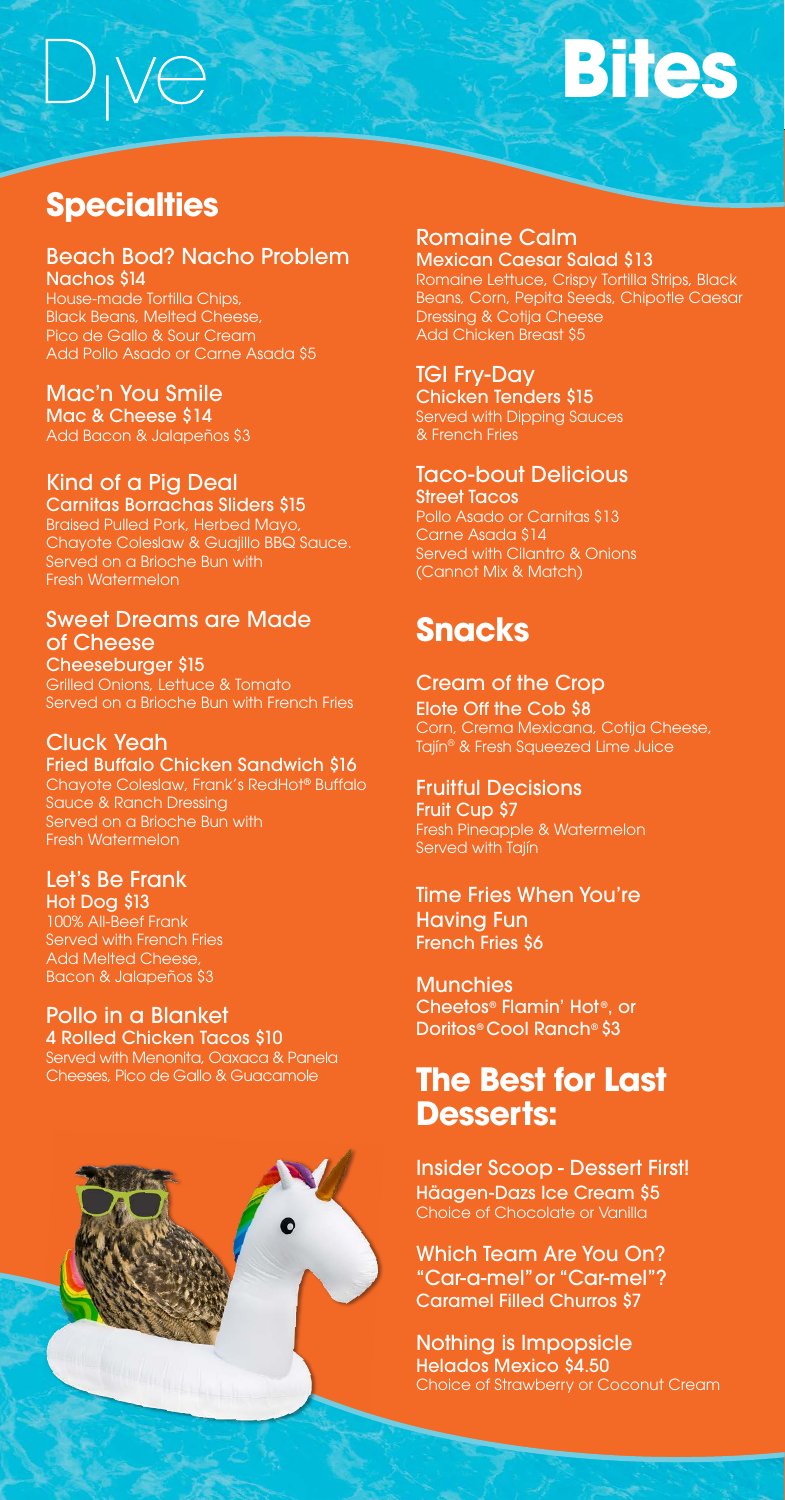# Dive Bites

## Specialties

### Beach Bod? Nacho Problem
**Nachos $14**
House-made Tortilla Chips, Black Beans, Melted Cheese, Pico de Gallo & Sour Cream
Add Pollo Asado or Carne Asada $5

### Mac'n You Smile
**Mac & Cheese $14**
Add Bacon & Jalapeños $3

### Kind of a Pig Deal
**Carnitas Borrachas Sliders $15**
Braised Pulled Pork, Herbed Mayo, Chayote Coleslaw & Guajillo BBQ Sauce. Served on a Brioche Bun with Fresh Watermelon

### Sweet Dreams are Made of Cheese
**Cheeseburger $15**
Grilled Onions, Lettuce & Tomato
Served on a Brioche Bun with French Fries

### Cluck Yeah
**Fried Buffalo Chicken Sandwich $16**
Chayote Coleslaw, Frank's RedHot® Buffalo Sauce & Ranch Dressing
Served on a Brioche Bun with Fresh Watermelon

### Let's Be Frank
**Hot Dog $13**
100% All-Beef Frank
Served with French Fries
Add Melted Cheese, Bacon & Jalapeños $3

### Pollo in a Blanket
**4 Rolled Chicken Tacos $10**
Served with Menonita, Oaxaca & Panela Cheeses, Pico de Gallo & Guacamole

### Romaine Calm
**Mexican Caesar Salad $13**
Romaine Lettuce, Crispy Tortilla Strips, Black Beans, Corn, Pepita Seeds, Chipotle Caesar Dressing & Cotija Cheese
Add Chicken Breast $5

### TGI Fry-Day
**Chicken Tenders $15**
Served with Dipping Sauces & French Fries

### Taco-bout Delicious
**Street Tacos**
Pollo Asado or Carnitas $13
Carne Asada $14
Served with Cilantro & Onions
(Cannot Mix & Match)

## Snacks

### Cream of the Crop
**Elote Off the Cob $8**
Corn, Crema Mexicana, Cotija Cheese, Tajín® & Fresh Squeezed Lime Juice

### Fruitful Decisions
**Fruit Cup $7**
Fresh Pineapple & Watermelon
Served with Tajín

### Time Fries When You're Having Fun
**French Fries $6**

### Munchies
**Cheetos® Flamin' Hot®, or Doritos® Cool Ranch® $3**

## The Best for Last Desserts:

### Insider Scoop - Dessert First!
**Häagen-Dazs Ice Cream $5**
Choice of Chocolate or Vanilla

### Which Team Are You On? "Car-a-mel" or "Car-mel"?
**Caramel Filled Churros $7**

### Nothing is Impopsicle
**Helados Mexico $4.50**
Choice of Strawberry or Coconut Cream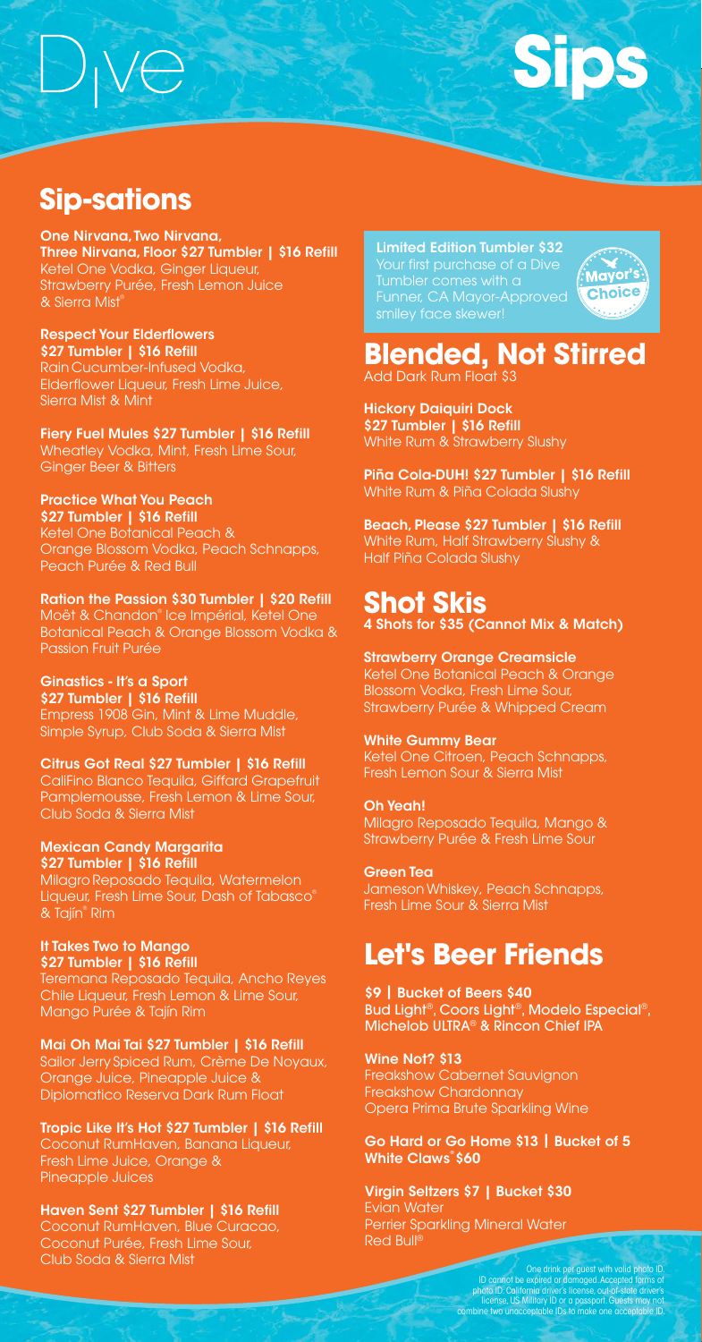# Dive Sips

## Sip-sations

**One Nirvana, Two Nirvana, Three Nirvana, Floor $27 Tumbler | $16 Refill**
Ketel One Vodka, Ginger Liqueur, Strawberry Purée, Fresh Lemon Juice & Sierra Mist®

**Respect Your Elderflowers $27 Tumbler | $16 Refill**
Rain Cucumber-Infused Vodka, Elderflower Liqueur, Fresh Lime Juice, Sierra Mist & Mint

**Fiery Fuel Mules $27 Tumbler | $16 Refill**
Wheatley Vodka, Mint, Fresh Lime Sour, Ginger Beer & Bitters

**Practice What You Peach $27 Tumbler | $16 Refill**
Ketel One Botanical Peach & Orange Blossom Vodka, Peach Schnapps, Peach Purée & Red Bull

**Ration the Passion $30 Tumbler | $20 Refill**
Moët & Chandon® Ice Impérial, Ketel One Botanical Peach & Orange Blossom Vodka & Passion Fruit Purée

**Ginastics - It's a Sport $27 Tumbler | $16 Refill**
Empress 1908 Gin, Mint & Lime Muddle, Simple Syrup, Club Soda & Sierra Mist

**Citrus Got Real $27 Tumbler | $16 Refill**
CaliFino Blanco Tequila, Giffard Grapefruit Pamplemousse, Fresh Lemon & Lime Sour, Club Soda & Sierra Mist

**Mexican Candy Margarita $27 Tumbler | $16 Refill**
Milagro Reposado Tequila, Watermelon Liqueur, Fresh Lime Sour, Dash of Tabasco® & Tajín® Rim

**It Takes Two to Mango $27 Tumbler | $16 Refill**
Teremana Reposado Tequila, Ancho Reyes Chile Liqueur, Fresh Lemon & Lime Sour, Mango Purée & Tajín Rim

**Mai Oh Mai Tai $27 Tumbler | $16 Refill**
Sailor Jerry Spiced Rum, Crème De Noyaux, Orange Juice, Pineapple Juice & Diplomatico Reserva Dark Rum Float

**Tropic Like It's Hot $27 Tumbler | $16 Refill**
Coconut RumHaven, Banana Liqueur, Fresh Lime Juice, Orange & Pineapple Juices

**Haven Sent $27 Tumbler | $16 Refill**
Coconut RumHaven, Blue Curacao, Coconut Purée, Fresh Lime Sour, Club Soda & Sierra Mist

**Limited Edition Tumbler $32**
Your first purchase of a Dive Tumbler comes with a Funner, CA Mayor-Approved smiley face skewer!

Mayor's Choice

## Blended, Not Stirred

Add Dark Rum Float $3

**Hickory Daiquiri Dock $27 Tumbler | $16 Refill**
White Rum & Strawberry Slushy

**Piña Cola-DUH! $27 Tumbler | $16 Refill**
White Rum & Piña Colada Slushy

**Beach, Please $27 Tumbler | $16 Refill**
White Rum, Half Strawberry Slushy & Half Piña Colada Slushy

## Shot Skis

**4 Shots for $35 (Cannot Mix & Match)**

**Strawberry Orange Creamsicle**
Ketel One Botanical Peach & Orange Blossom Vodka, Fresh Lime Sour, Strawberry Purée & Whipped Cream

**White Gummy Bear**
Ketel One Citroen, Peach Schnapps, Fresh Lemon Sour & Sierra Mist

**Oh Yeah!**
Milagro Reposado Tequila, Mango & Strawberry Purée & Fresh Lime Sour

**Green Tea**
Jameson Whiskey, Peach Schnapps, Fresh Lime Sour & Sierra Mist

## Let's Beer Friends

**$9 | Bucket of Beers $40**
Bud Light®, Coors Light®, Modelo Especial®, Michelob ULTRA® & Rincon Chief IPA

**Wine Not? $13**
Freakshow Cabernet Sauvignon
Freakshow Chardonnay
Opera Prima Brute Sparkling Wine

**Go Hard or Go Home $13 | Bucket of 5 White Claws® $60**

**Virgin Seltzers $7 | Bucket $30**
Evian Water
Perrier Sparkling Mineral Water
Red Bull®

One drink per guest with valid photo ID. ID cannot be expired or damaged. Accepted forms of photo ID: California driver's license, out-of-state driver's license, US Military ID or a passport. Guests may not combine two unacceptable IDs to make one acceptable ID.